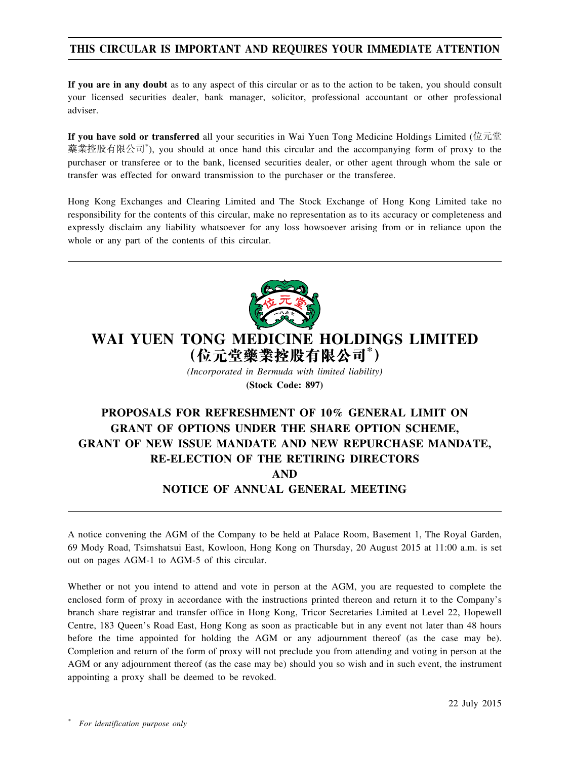**THIS CIRCULAR IS IMPORTANT AND REQUIRES YOUR IMMEDIATE ATTENTION**

**If you are in any doubt** as to any aspect of this circular or as to the action to be taken, you should consult your licensed securities dealer, bank manager, solicitor, professional accountant or other professional adviser.

**If you have sold or transferred** all your securities in Wai Yuen Tong Medicine Holdings Limited (位元堂藥業控股有限公司*), you should at once hand this circular and the accompanying form of proxy to the purchaser or transferee or to the bank, licensed securities dealer, or other agent through whom the sale or transfer was effected for onward transmission to the purchaser or the transferee.

Hong Kong Exchanges and Clearing Limited and The Stock Exchange of Hong Kong Limited take no responsibility for the contents of this circular, make no representation as to its accuracy or completeness and expressly disclaim any liability whatsoever for any loss howsoever arising from or in reliance upon the whole or any part of the contents of this circular.

# WAI YUEN TONG MEDICINE HOLDINGS LIMITED (位元堂藥業控股有限公司*)

*(Incorporated in Bermuda with limited liability)*

**(Stock Code: 897)**

## PROPOSALS FOR REFRESHMENT OF 10% GENERAL LIMIT ON GRANT OF OPTIONS UNDER THE SHARE OPTION SCHEME, GRANT OF NEW ISSUE MANDATE AND NEW REPURCHASE MANDATE, RE-ELECTION OF THE RETIRING DIRECTORS AND NOTICE OF ANNUAL GENERAL MEETING

A notice convening the AGM of the Company to be held at Palace Room, Basement 1, The Royal Garden, 69 Mody Road, Tsimshatsui East, Kowloon, Hong Kong on Thursday, 20 August 2015 at 11:00 a.m. is set out on pages AGM-1 to AGM-5 of this circular.

Whether or not you intend to attend and vote in person at the AGM, you are requested to complete the enclosed form of proxy in accordance with the instructions printed thereon and return it to the Company's branch share registrar and transfer office in Hong Kong, Tricor Secretaries Limited at Level 22, Hopewell Centre, 183 Queen's Road East, Hong Kong as soon as practicable but in any event not later than 48 hours before the time appointed for holding the AGM or any adjournment thereof (as the case may be). Completion and return of the form of proxy will not preclude you from attending and voting in person at the AGM or any adjournment thereof (as the case may be) should you so wish and in such event, the instrument appointing a proxy shall be deemed to be revoked.

22 July 2015

\* *For identification purpose only*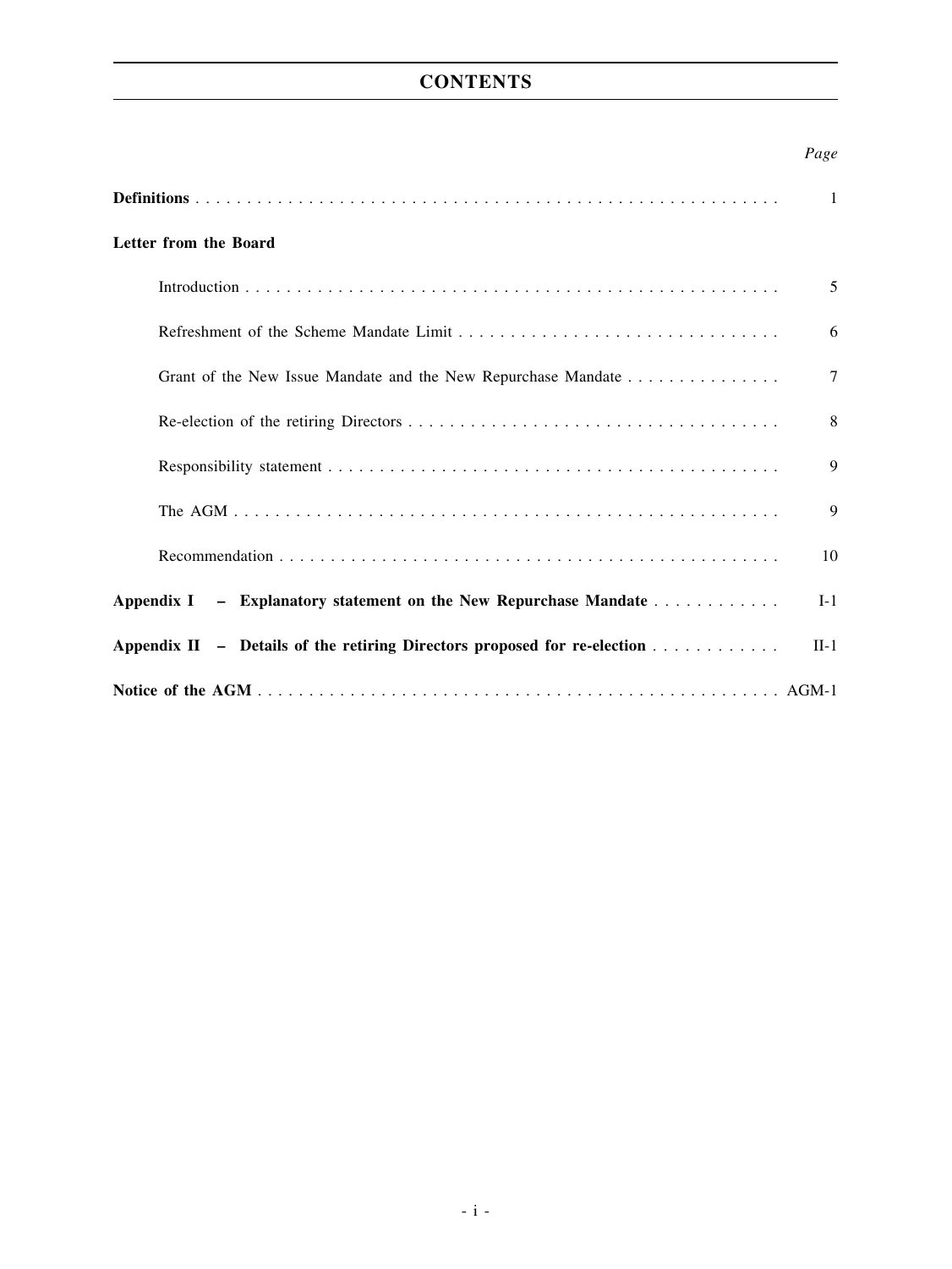# CONTENTS

| | Page |
|---|---|
| **Definitions** | 1 |
| **Letter from the Board** | |
| Introduction | 5 |
| Refreshment of the Scheme Mandate Limit | 6 |
| Grant of the New Issue Mandate and the New Repurchase Mandate | 7 |
| Re-election of the retiring Directors | 8 |
| Responsibility statement | 9 |
| The AGM | 9 |
| Recommendation | 10 |
| **Appendix I – Explanatory statement on the New Repurchase Mandate** | I-1 |
| **Appendix II – Details of the retiring Directors proposed for re-election** | II-1 |
| **Notice of the AGM** | AGM-1 |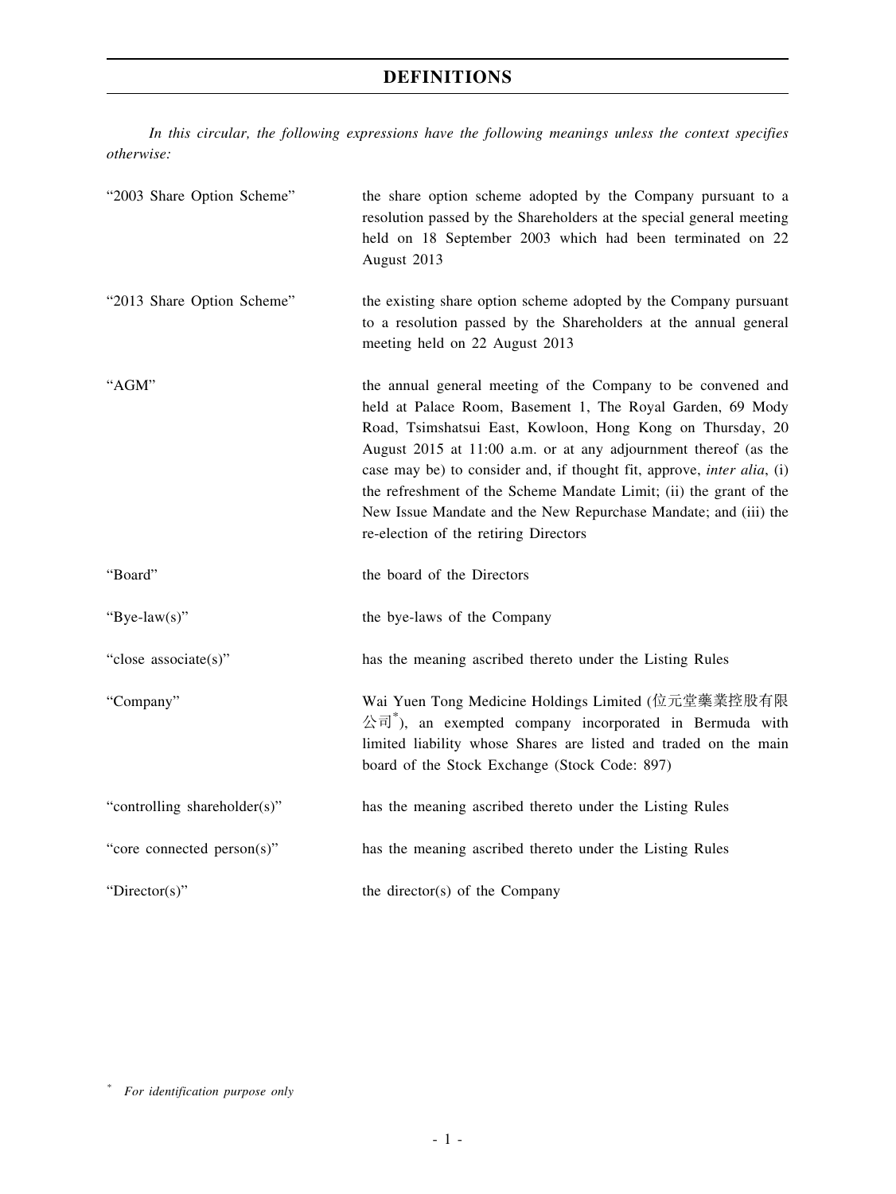# DEFINITIONS

*In this circular, the following expressions have the following meanings unless the context specifies otherwise:*

| | |
|---|---|
| "2003 Share Option Scheme" | the share option scheme adopted by the Company pursuant to a resolution passed by the Shareholders at the special general meeting held on 18 September 2003 which had been terminated on 22 August 2013 |
| "2013 Share Option Scheme" | the existing share option scheme adopted by the Company pursuant to a resolution passed by the Shareholders at the annual general meeting held on 22 August 2013 |
| "AGM" | the annual general meeting of the Company to be convened and held at Palace Room, Basement 1, The Royal Garden, 69 Mody Road, Tsimshatsui East, Kowloon, Hong Kong on Thursday, 20 August 2015 at 11:00 a.m. or at any adjournment thereof (as the case may be) to consider and, if thought fit, approve, *inter alia*, (i) the refreshment of the Scheme Mandate Limit; (ii) the grant of the New Issue Mandate and the New Repurchase Mandate; and (iii) the re-election of the retiring Directors |
| "Board" | the board of the Directors |
| "Bye-law(s)" | the bye-laws of the Company |
| "close associate(s)" | has the meaning ascribed thereto under the Listing Rules |
| "Company" | Wai Yuen Tong Medicine Holdings Limited (位元堂藥業控股有限公司*), an exempted company incorporated in Bermuda with limited liability whose Shares are listed and traded on the main board of the Stock Exchange (Stock Code: 897) |
| "controlling shareholder(s)" | has the meaning ascribed thereto under the Listing Rules |
| "core connected person(s)" | has the meaning ascribed thereto under the Listing Rules |
| "Director(s)" | the director(s) of the Company |

\* *For identification purpose only*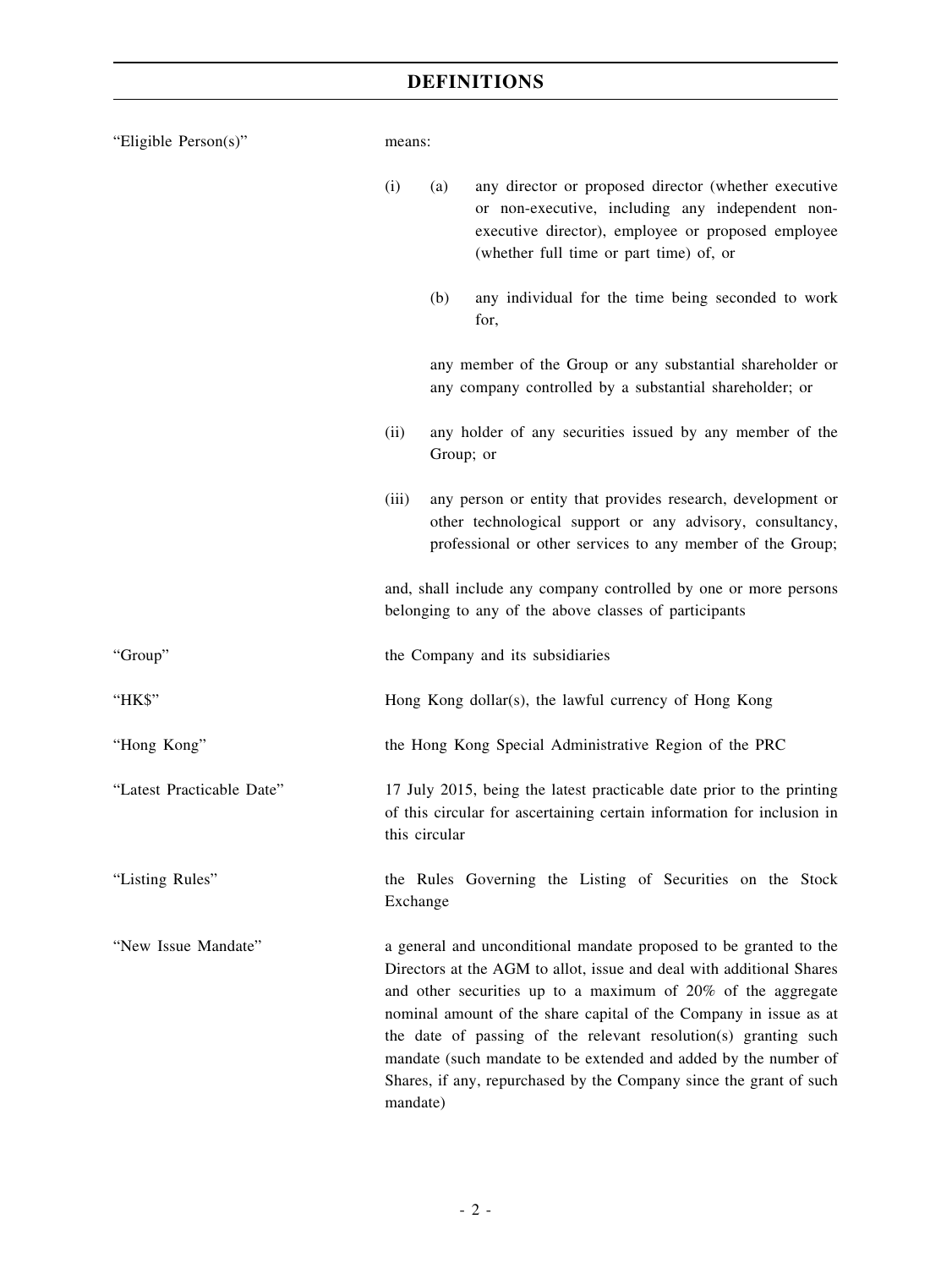## DEFINITIONS

"Eligible Person(s)" means:

(i) (a) any director or proposed director (whether executive or non-executive, including any independent non-executive director), employee or proposed employee (whether full time or part time) of, or

(b) any individual for the time being seconded to work for,

any member of the Group or any substantial shareholder or any company controlled by a substantial shareholder; or

(ii) any holder of any securities issued by any member of the Group; or

(iii) any person or entity that provides research, development or other technological support or any advisory, consultancy, professional or other services to any member of the Group;

and, shall include any company controlled by one or more persons belonging to any of the above classes of participants

"Group" the Company and its subsidiaries

"HK$" Hong Kong dollar(s), the lawful currency of Hong Kong

"Hong Kong" the Hong Kong Special Administrative Region of the PRC

"Latest Practicable Date" 17 July 2015, being the latest practicable date prior to the printing of this circular for ascertaining certain information for inclusion in this circular

"Listing Rules" the Rules Governing the Listing of Securities on the Stock Exchange

"New Issue Mandate" a general and unconditional mandate proposed to be granted to the Directors at the AGM to allot, issue and deal with additional Shares and other securities up to a maximum of 20% of the aggregate nominal amount of the share capital of the Company in issue as at the date of passing of the relevant resolution(s) granting such mandate (such mandate to be extended and added by the number of Shares, if any, repurchased by the Company since the grant of such mandate)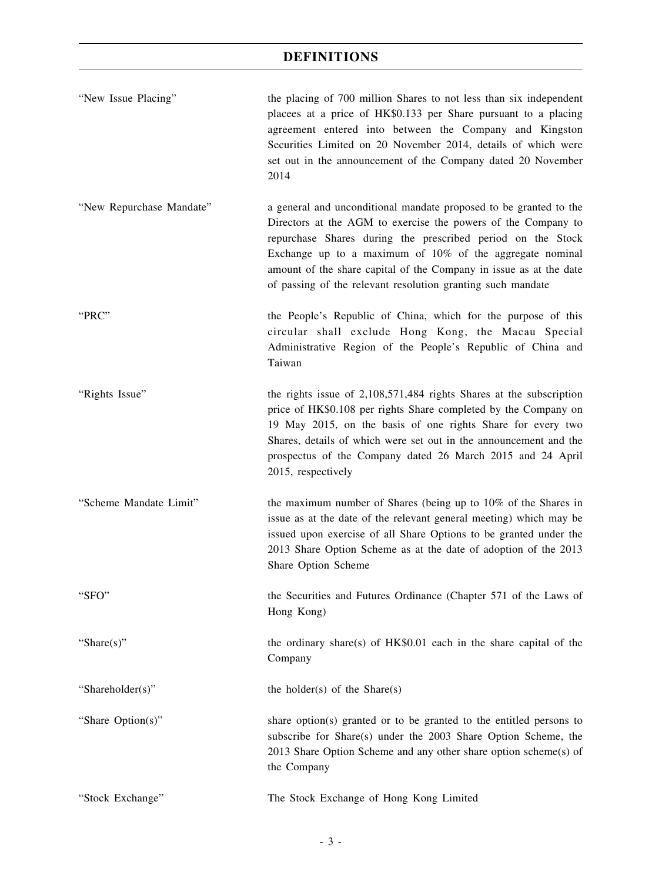# DEFINITIONS

| | |
|---|---|
| "New Issue Placing" | the placing of 700 million Shares to not less than six independent placees at a price of HK$0.133 per Share pursuant to a placing agreement entered into between the Company and Kingston Securities Limited on 20 November 2014, details of which were set out in the announcement of the Company dated 20 November 2014 |
| "New Repurchase Mandate" | a general and unconditional mandate proposed to be granted to the Directors at the AGM to exercise the powers of the Company to repurchase Shares during the prescribed period on the Stock Exchange up to a maximum of 10% of the aggregate nominal amount of the share capital of the Company in issue as at the date of passing of the relevant resolution granting such mandate |
| "PRC" | the People's Republic of China, which for the purpose of this circular shall exclude Hong Kong, the Macau Special Administrative Region of the People's Republic of China and Taiwan |
| "Rights Issue" | the rights issue of 2,108,571,484 rights Shares at the subscription price of HK$0.108 per rights Share completed by the Company on 19 May 2015, on the basis of one rights Share for every two Shares, details of which were set out in the announcement and the prospectus of the Company dated 26 March 2015 and 24 April 2015, respectively |
| "Scheme Mandate Limit" | the maximum number of Shares (being up to 10% of the Shares in issue as at the date of the relevant general meeting) which may be issued upon exercise of all Share Options to be granted under the 2013 Share Option Scheme as at the date of adoption of the 2013 Share Option Scheme |
| "SFO" | the Securities and Futures Ordinance (Chapter 571 of the Laws of Hong Kong) |
| "Share(s)" | the ordinary share(s) of HK$0.01 each in the share capital of the Company |
| "Shareholder(s)" | the holder(s) of the Share(s) |
| "Share Option(s)" | share option(s) granted or to be granted to the entitled persons to subscribe for Share(s) under the 2003 Share Option Scheme, the 2013 Share Option Scheme and any other share option scheme(s) of the Company |
| "Stock Exchange" | The Stock Exchange of Hong Kong Limited |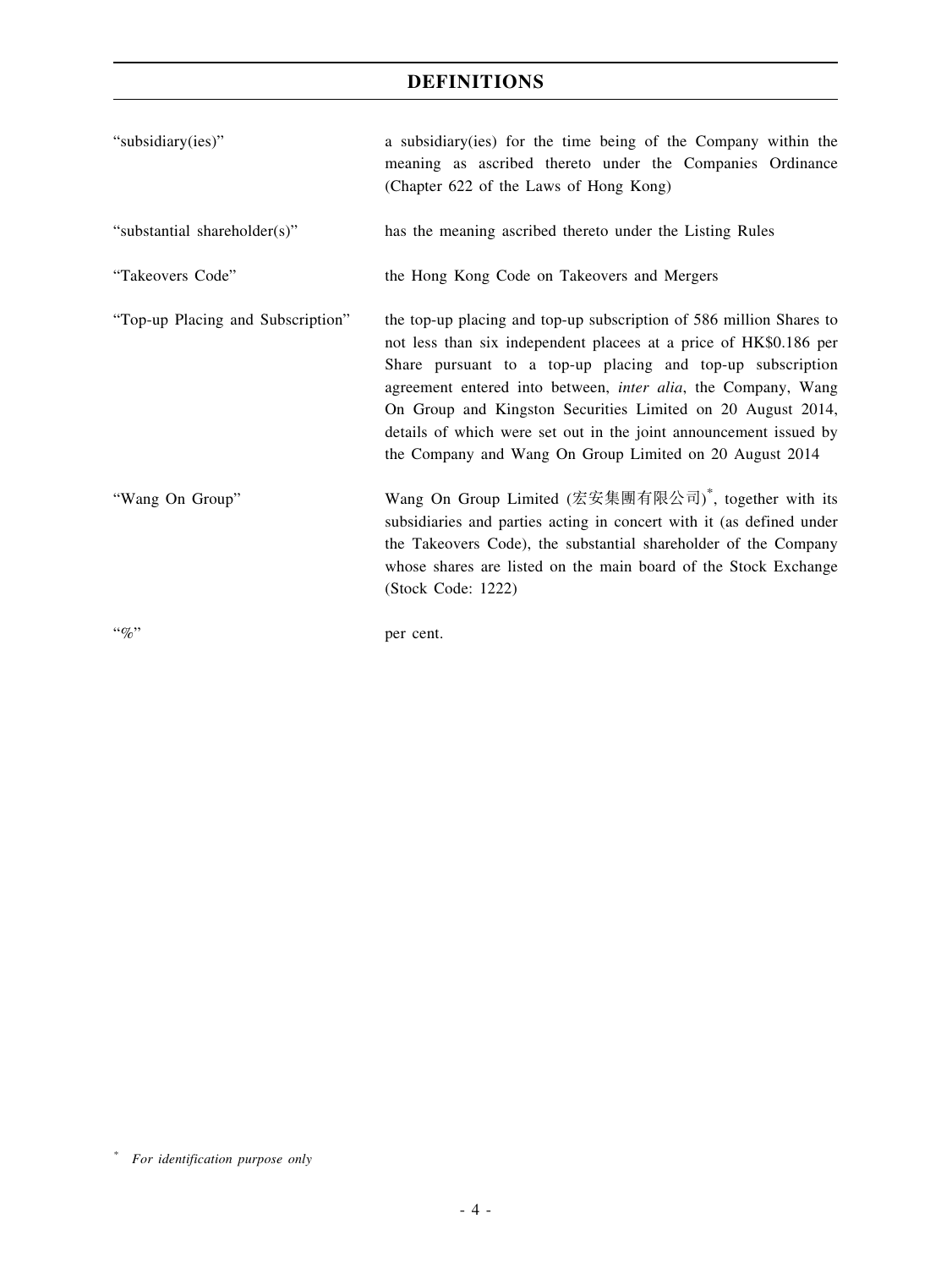# DEFINITIONS

| | |
|---|---|
| "subsidiary(ies)" | a subsidiary(ies) for the time being of the Company within the meaning as ascribed thereto under the Companies Ordinance (Chapter 622 of the Laws of Hong Kong) |
| "substantial shareholder(s)" | has the meaning ascribed thereto under the Listing Rules |
| "Takeovers Code" | the Hong Kong Code on Takeovers and Mergers |
| "Top-up Placing and Subscription" | the top-up placing and top-up subscription of 586 million Shares to not less than six independent placees at a price of HK$0.186 per Share pursuant to a top-up placing and top-up subscription agreement entered into between, *inter alia*, the Company, Wang On Group and Kingston Securities Limited on 20 August 2014, details of which were set out in the joint announcement issued by the Company and Wang On Group Limited on 20 August 2014 |
| "Wang On Group" | Wang On Group Limited (宏安集團有限公司)*, together with its subsidiaries and parties acting in concert with it (as defined under the Takeovers Code), the substantial shareholder of the Company whose shares are listed on the main board of the Stock Exchange (Stock Code: 1222) |
| "%" | per cent. |

\* *For identification purpose only*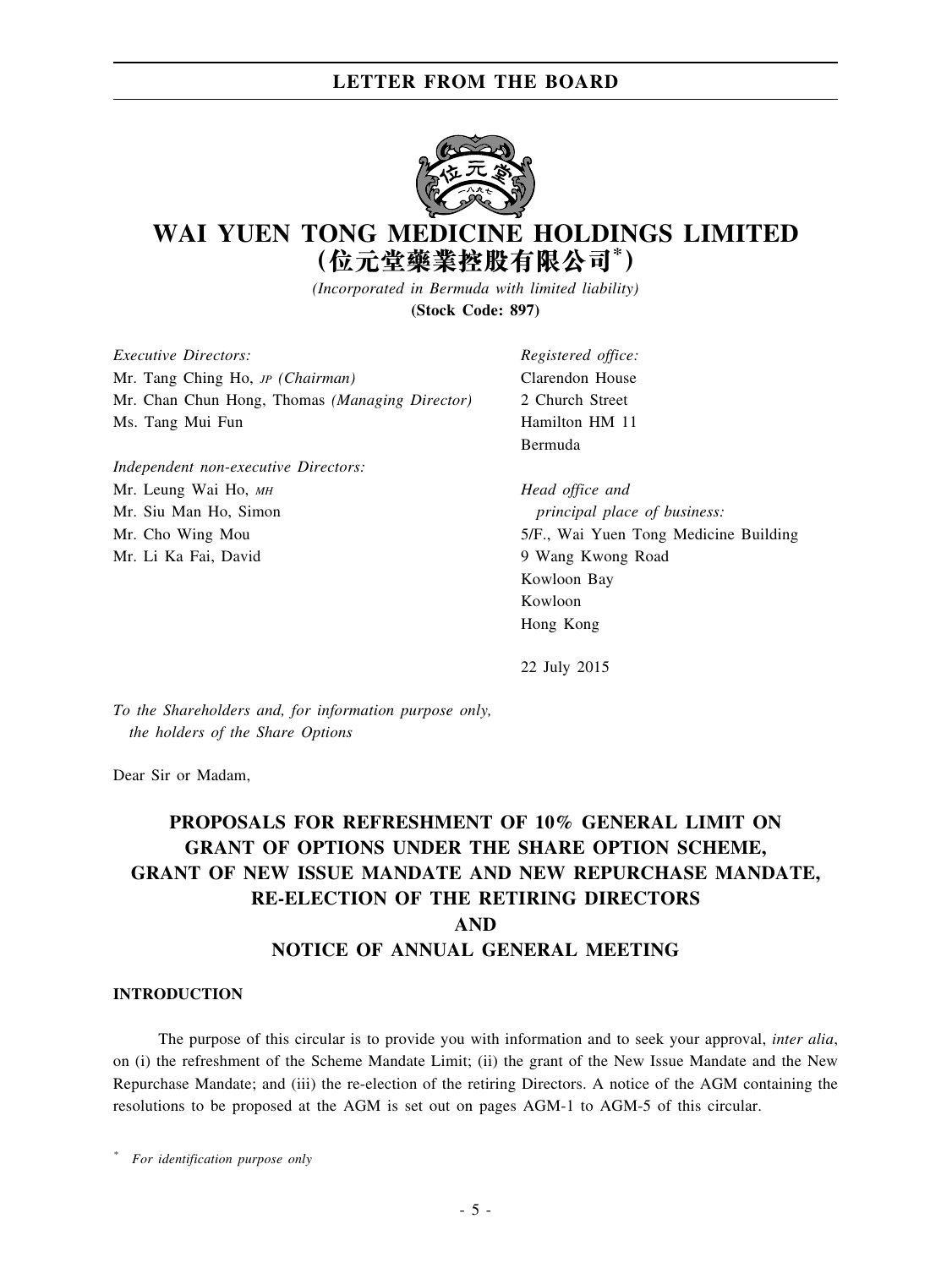# WAI YUEN TONG MEDICINE HOLDINGS LIMITED
## (位元堂藥業控股有限公司*)

*(Incorporated in Bermuda with limited liability)*
**(Stock Code: 897)**

*Executive Directors:*
Mr. Tang Ching Ho, *JP (Chairman)*
Mr. Chan Chun Hong, Thomas *(Managing Director)*
Ms. Tang Mui Fun

*Independent non-executive Directors:*
Mr. Leung Wai Ho, *MH*
Mr. Siu Man Ho, Simon
Mr. Cho Wing Mou
Mr. Li Ka Fai, David

*Registered office:*
Clarendon House
2 Church Street
Hamilton HM 11
Bermuda

*Head office and principal place of business:*
5/F., Wai Yuen Tong Medicine Building
9 Wang Kwong Road
Kowloon Bay
Kowloon
Hong Kong

22 July 2015

*To the Shareholders and, for information purpose only, the holders of the Share Options*

Dear Sir or Madam,

**PROPOSALS FOR REFRESHMENT OF 10% GENERAL LIMIT ON GRANT OF OPTIONS UNDER THE SHARE OPTION SCHEME, GRANT OF NEW ISSUE MANDATE AND NEW REPURCHASE MANDATE, RE-ELECTION OF THE RETIRING DIRECTORS AND NOTICE OF ANNUAL GENERAL MEETING**

### INTRODUCTION

The purpose of this circular is to provide you with information and to seek your approval, *inter alia*, on (i) the refreshment of the Scheme Mandate Limit; (ii) the grant of the New Issue Mandate and the New Repurchase Mandate; and (iii) the re-election of the retiring Directors. A notice of the AGM containing the resolutions to be proposed at the AGM is set out on pages AGM-1 to AGM-5 of this circular.

\* *For identification purpose only*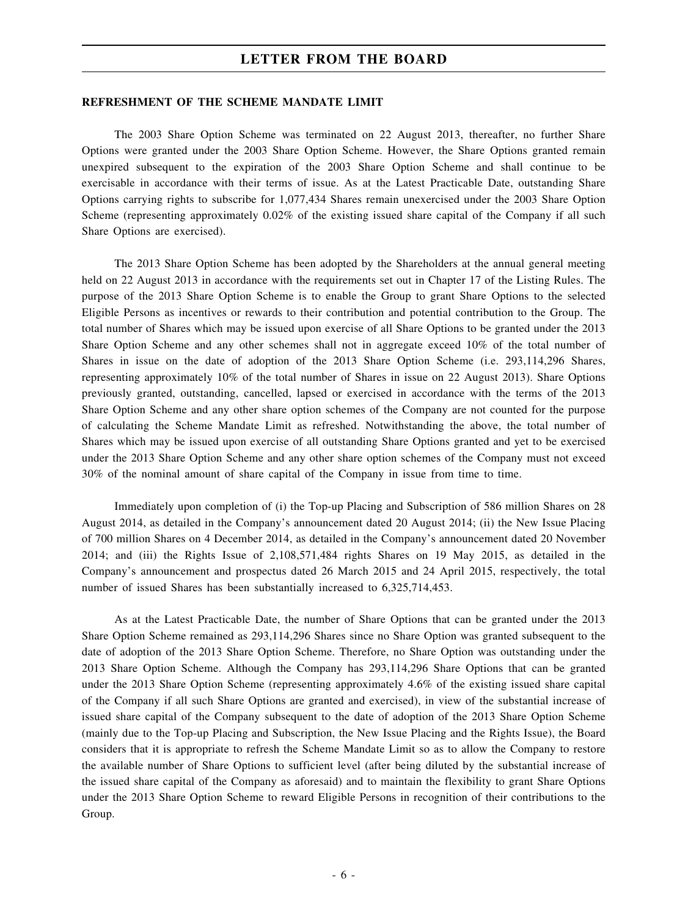## REFRESHMENT OF THE SCHEME MANDATE LIMIT

The 2003 Share Option Scheme was terminated on 22 August 2013, thereafter, no further Share Options were granted under the 2003 Share Option Scheme. However, the Share Options granted remain unexpired subsequent to the expiration of the 2003 Share Option Scheme and shall continue to be exercisable in accordance with their terms of issue. As at the Latest Practicable Date, outstanding Share Options carrying rights to subscribe for 1,077,434 Shares remain unexercised under the 2003 Share Option Scheme (representing approximately 0.02% of the existing issued share capital of the Company if all such Share Options are exercised).

The 2013 Share Option Scheme has been adopted by the Shareholders at the annual general meeting held on 22 August 2013 in accordance with the requirements set out in Chapter 17 of the Listing Rules. The purpose of the 2013 Share Option Scheme is to enable the Group to grant Share Options to the selected Eligible Persons as incentives or rewards to their contribution and potential contribution to the Group. The total number of Shares which may be issued upon exercise of all Share Options to be granted under the 2013 Share Option Scheme and any other schemes shall not in aggregate exceed 10% of the total number of Shares in issue on the date of adoption of the 2013 Share Option Scheme (i.e. 293,114,296 Shares, representing approximately 10% of the total number of Shares in issue on 22 August 2013). Share Options previously granted, outstanding, cancelled, lapsed or exercised in accordance with the terms of the 2013 Share Option Scheme and any other share option schemes of the Company are not counted for the purpose of calculating the Scheme Mandate Limit as refreshed. Notwithstanding the above, the total number of Shares which may be issued upon exercise of all outstanding Share Options granted and yet to be exercised under the 2013 Share Option Scheme and any other share option schemes of the Company must not exceed 30% of the nominal amount of share capital of the Company in issue from time to time.

Immediately upon completion of (i) the Top-up Placing and Subscription of 586 million Shares on 28 August 2014, as detailed in the Company's announcement dated 20 August 2014; (ii) the New Issue Placing of 700 million Shares on 4 December 2014, as detailed in the Company's announcement dated 20 November 2014; and (iii) the Rights Issue of 2,108,571,484 rights Shares on 19 May 2015, as detailed in the Company's announcement and prospectus dated 26 March 2015 and 24 April 2015, respectively, the total number of issued Shares has been substantially increased to 6,325,714,453.

As at the Latest Practicable Date, the number of Share Options that can be granted under the 2013 Share Option Scheme remained as 293,114,296 Shares since no Share Option was granted subsequent to the date of adoption of the 2013 Share Option Scheme. Therefore, no Share Option was outstanding under the 2013 Share Option Scheme. Although the Company has 293,114,296 Share Options that can be granted under the 2013 Share Option Scheme (representing approximately 4.6% of the existing issued share capital of the Company if all such Share Options are granted and exercised), in view of the substantial increase of issued share capital of the Company subsequent to the date of adoption of the 2013 Share Option Scheme (mainly due to the Top-up Placing and Subscription, the New Issue Placing and the Rights Issue), the Board considers that it is appropriate to refresh the Scheme Mandate Limit so as to allow the Company to restore the available number of Share Options to sufficient level (after being diluted by the substantial increase of the issued share capital of the Company as aforesaid) and to maintain the flexibility to grant Share Options under the 2013 Share Option Scheme to reward Eligible Persons in recognition of their contributions to the Group.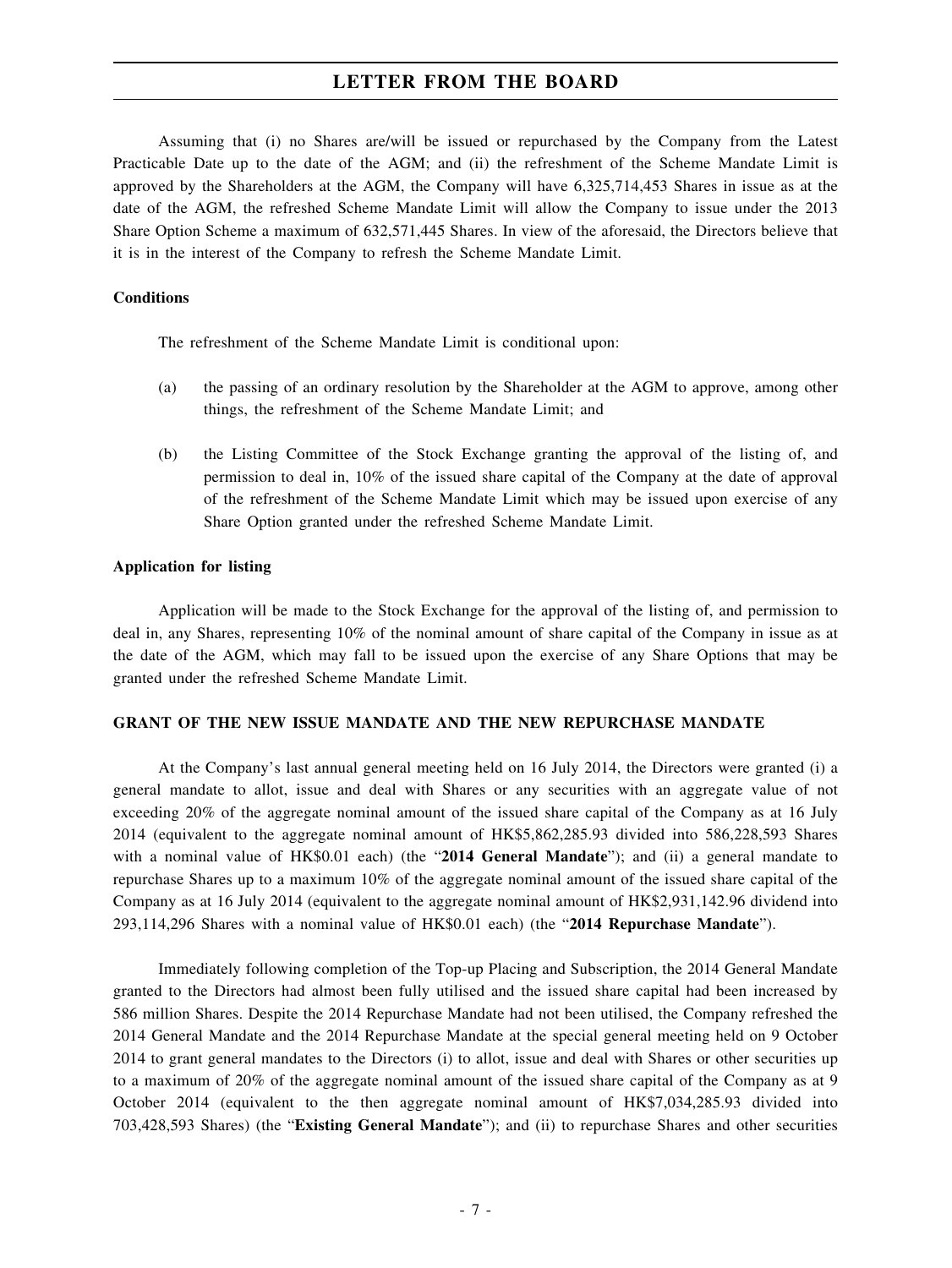Assuming that (i) no Shares are/will be issued or repurchased by the Company from the Latest Practicable Date up to the date of the AGM; and (ii) the refreshment of the Scheme Mandate Limit is approved by the Shareholders at the AGM, the Company will have 6,325,714,453 Shares in issue as at the date of the AGM, the refreshed Scheme Mandate Limit will allow the Company to issue under the 2013 Share Option Scheme a maximum of 632,571,445 Shares. In view of the aforesaid, the Directors believe that it is in the interest of the Company to refresh the Scheme Mandate Limit.

**Conditions**

The refreshment of the Scheme Mandate Limit is conditional upon:

(a) the passing of an ordinary resolution by the Shareholder at the AGM to approve, among other things, the refreshment of the Scheme Mandate Limit; and

(b) the Listing Committee of the Stock Exchange granting the approval of the listing of, and permission to deal in, 10% of the issued share capital of the Company at the date of approval of the refreshment of the Scheme Mandate Limit which may be issued upon exercise of any Share Option granted under the refreshed Scheme Mandate Limit.

**Application for listing**

Application will be made to the Stock Exchange for the approval of the listing of, and permission to deal in, any Shares, representing 10% of the nominal amount of share capital of the Company in issue as at the date of the AGM, which may fall to be issued upon the exercise of any Share Options that may be granted under the refreshed Scheme Mandate Limit.

**GRANT OF THE NEW ISSUE MANDATE AND THE NEW REPURCHASE MANDATE**

At the Company's last annual general meeting held on 16 July 2014, the Directors were granted (i) a general mandate to allot, issue and deal with Shares or any securities with an aggregate value of not exceeding 20% of the aggregate nominal amount of the issued share capital of the Company as at 16 July 2014 (equivalent to the aggregate nominal amount of HK$5,862,285.93 divided into 586,228,593 Shares with a nominal value of HK$0.01 each) (the "**2014 General Mandate**"); and (ii) a general mandate to repurchase Shares up to a maximum 10% of the aggregate nominal amount of the issued share capital of the Company as at 16 July 2014 (equivalent to the aggregate nominal amount of HK$2,931,142.96 dividend into 293,114,296 Shares with a nominal value of HK$0.01 each) (the "**2014 Repurchase Mandate**").

Immediately following completion of the Top-up Placing and Subscription, the 2014 General Mandate granted to the Directors had almost been fully utilised and the issued share capital had been increased by 586 million Shares. Despite the 2014 Repurchase Mandate had not been utilised, the Company refreshed the 2014 General Mandate and the 2014 Repurchase Mandate at the special general meeting held on 9 October 2014 to grant general mandates to the Directors (i) to allot, issue and deal with Shares or other securities up to a maximum of 20% of the aggregate nominal amount of the issued share capital of the Company as at 9 October 2014 (equivalent to the then aggregate nominal amount of HK$7,034,285.93 divided into 703,428,593 Shares) (the "**Existing General Mandate**"); and (ii) to repurchase Shares and other securities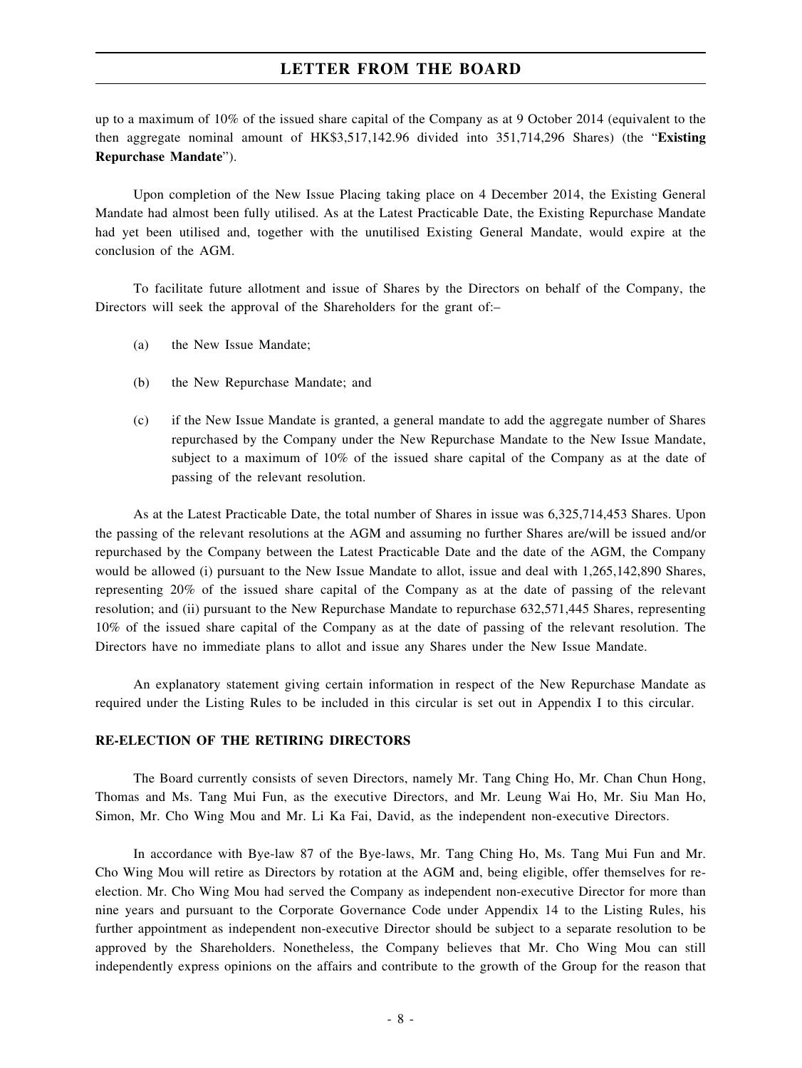up to a maximum of 10% of the issued share capital of the Company as at 9 October 2014 (equivalent to the then aggregate nominal amount of HK$3,517,142.96 divided into 351,714,296 Shares) (the "**Existing Repurchase Mandate**").

Upon completion of the New Issue Placing taking place on 4 December 2014, the Existing General Mandate had almost been fully utilised. As at the Latest Practicable Date, the Existing Repurchase Mandate had yet been utilised and, together with the unutilised Existing General Mandate, would expire at the conclusion of the AGM.

To facilitate future allotment and issue of Shares by the Directors on behalf of the Company, the Directors will seek the approval of the Shareholders for the grant of:–

(a) the New Issue Mandate;

(b) the New Repurchase Mandate; and

(c) if the New Issue Mandate is granted, a general mandate to add the aggregate number of Shares repurchased by the Company under the New Repurchase Mandate to the New Issue Mandate, subject to a maximum of 10% of the issued share capital of the Company as at the date of passing of the relevant resolution.

As at the Latest Practicable Date, the total number of Shares in issue was 6,325,714,453 Shares. Upon the passing of the relevant resolutions at the AGM and assuming no further Shares are/will be issued and/or repurchased by the Company between the Latest Practicable Date and the date of the AGM, the Company would be allowed (i) pursuant to the New Issue Mandate to allot, issue and deal with 1,265,142,890 Shares, representing 20% of the issued share capital of the Company as at the date of passing of the relevant resolution; and (ii) pursuant to the New Repurchase Mandate to repurchase 632,571,445 Shares, representing 10% of the issued share capital of the Company as at the date of passing of the relevant resolution. The Directors have no immediate plans to allot and issue any Shares under the New Issue Mandate.

An explanatory statement giving certain information in respect of the New Repurchase Mandate as required under the Listing Rules to be included in this circular is set out in Appendix I to this circular.

## RE-ELECTION OF THE RETIRING DIRECTORS

The Board currently consists of seven Directors, namely Mr. Tang Ching Ho, Mr. Chan Chun Hong, Thomas and Ms. Tang Mui Fun, as the executive Directors, and Mr. Leung Wai Ho, Mr. Siu Man Ho, Simon, Mr. Cho Wing Mou and Mr. Li Ka Fai, David, as the independent non-executive Directors.

In accordance with Bye-law 87 of the Bye-laws, Mr. Tang Ching Ho, Ms. Tang Mui Fun and Mr. Cho Wing Mou will retire as Directors by rotation at the AGM and, being eligible, offer themselves for re-election. Mr. Cho Wing Mou had served the Company as independent non-executive Director for more than nine years and pursuant to the Corporate Governance Code under Appendix 14 to the Listing Rules, his further appointment as independent non-executive Director should be subject to a separate resolution to be approved by the Shareholders. Nonetheless, the Company believes that Mr. Cho Wing Mou can still independently express opinions on the affairs and contribute to the growth of the Group for the reason that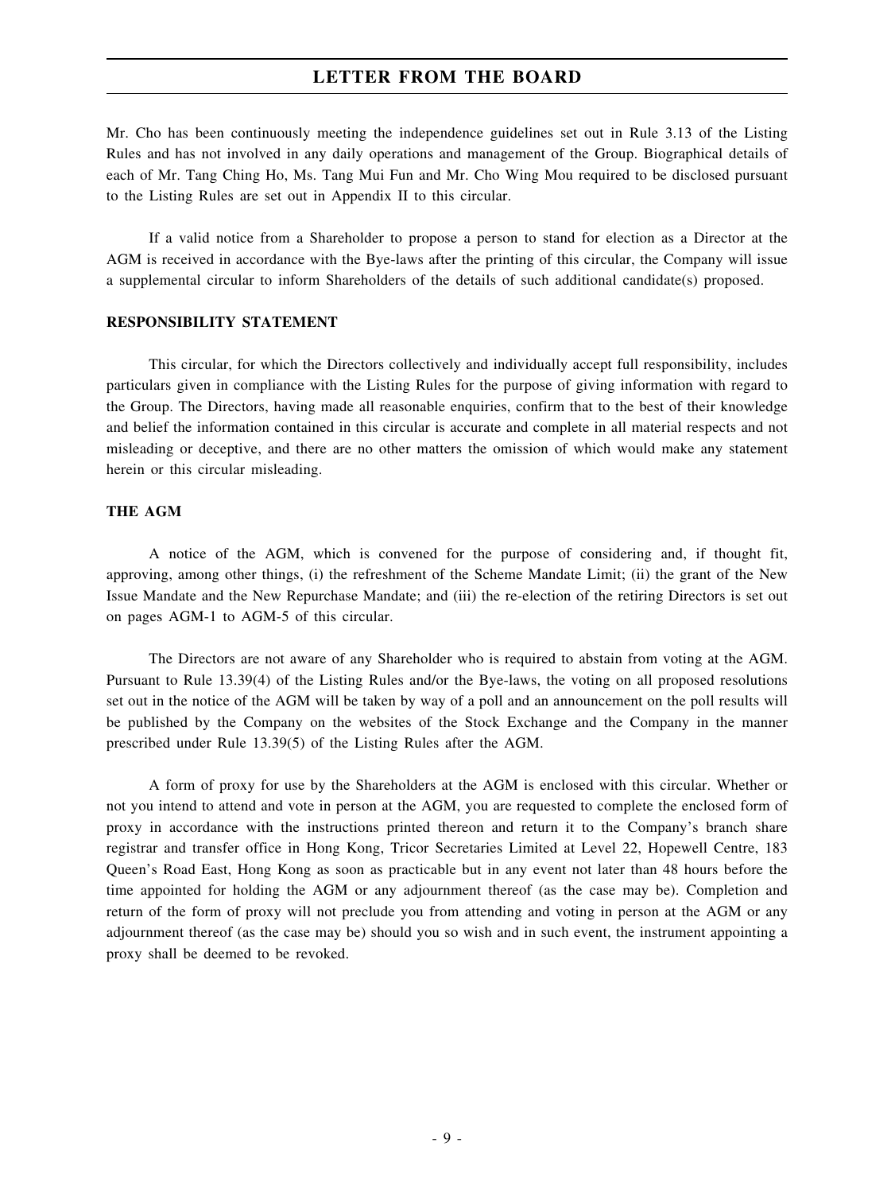Mr. Cho has been continuously meeting the independence guidelines set out in Rule 3.13 of the Listing Rules and has not involved in any daily operations and management of the Group. Biographical details of each of Mr. Tang Ching Ho, Ms. Tang Mui Fun and Mr. Cho Wing Mou required to be disclosed pursuant to the Listing Rules are set out in Appendix II to this circular.

If a valid notice from a Shareholder to propose a person to stand for election as a Director at the AGM is received in accordance with the Bye-laws after the printing of this circular, the Company will issue a supplemental circular to inform Shareholders of the details of such additional candidate(s) proposed.

**RESPONSIBILITY STATEMENT**

This circular, for which the Directors collectively and individually accept full responsibility, includes particulars given in compliance with the Listing Rules for the purpose of giving information with regard to the Group. The Directors, having made all reasonable enquiries, confirm that to the best of their knowledge and belief the information contained in this circular is accurate and complete in all material respects and not misleading or deceptive, and there are no other matters the omission of which would make any statement herein or this circular misleading.

**THE AGM**

A notice of the AGM, which is convened for the purpose of considering and, if thought fit, approving, among other things, (i) the refreshment of the Scheme Mandate Limit; (ii) the grant of the New Issue Mandate and the New Repurchase Mandate; and (iii) the re-election of the retiring Directors is set out on pages AGM-1 to AGM-5 of this circular.

The Directors are not aware of any Shareholder who is required to abstain from voting at the AGM. Pursuant to Rule 13.39(4) of the Listing Rules and/or the Bye-laws, the voting on all proposed resolutions set out in the notice of the AGM will be taken by way of a poll and an announcement on the poll results will be published by the Company on the websites of the Stock Exchange and the Company in the manner prescribed under Rule 13.39(5) of the Listing Rules after the AGM.

A form of proxy for use by the Shareholders at the AGM is enclosed with this circular. Whether or not you intend to attend and vote in person at the AGM, you are requested to complete the enclosed form of proxy in accordance with the instructions printed thereon and return it to the Company's branch share registrar and transfer office in Hong Kong, Tricor Secretaries Limited at Level 22, Hopewell Centre, 183 Queen's Road East, Hong Kong as soon as practicable but in any event not later than 48 hours before the time appointed for holding the AGM or any adjournment thereof (as the case may be). Completion and return of the form of proxy will not preclude you from attending and voting in person at the AGM or any adjournment thereof (as the case may be) should you so wish and in such event, the instrument appointing a proxy shall be deemed to be revoked.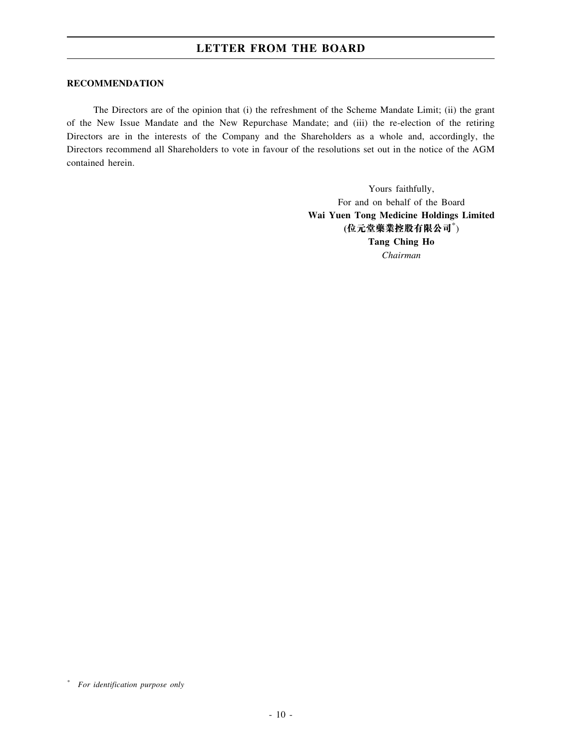**RECOMMENDATION**

The Directors are of the opinion that (i) the refreshment of the Scheme Mandate Limit; (ii) the grant of the New Issue Mandate and the New Repurchase Mandate; and (iii) the re-election of the retiring Directors are in the interests of the Company and the Shareholders as a whole and, accordingly, the Directors recommend all Shareholders to vote in favour of the resolutions set out in the notice of the AGM contained herein.

Yours faithfully,
For and on behalf of the Board
**Wai Yuen Tong Medicine Holdings Limited**
**(位元堂藥業控股有限公司*)**
**Tang Ching Ho**
*Chairman*

* *For identification purpose only*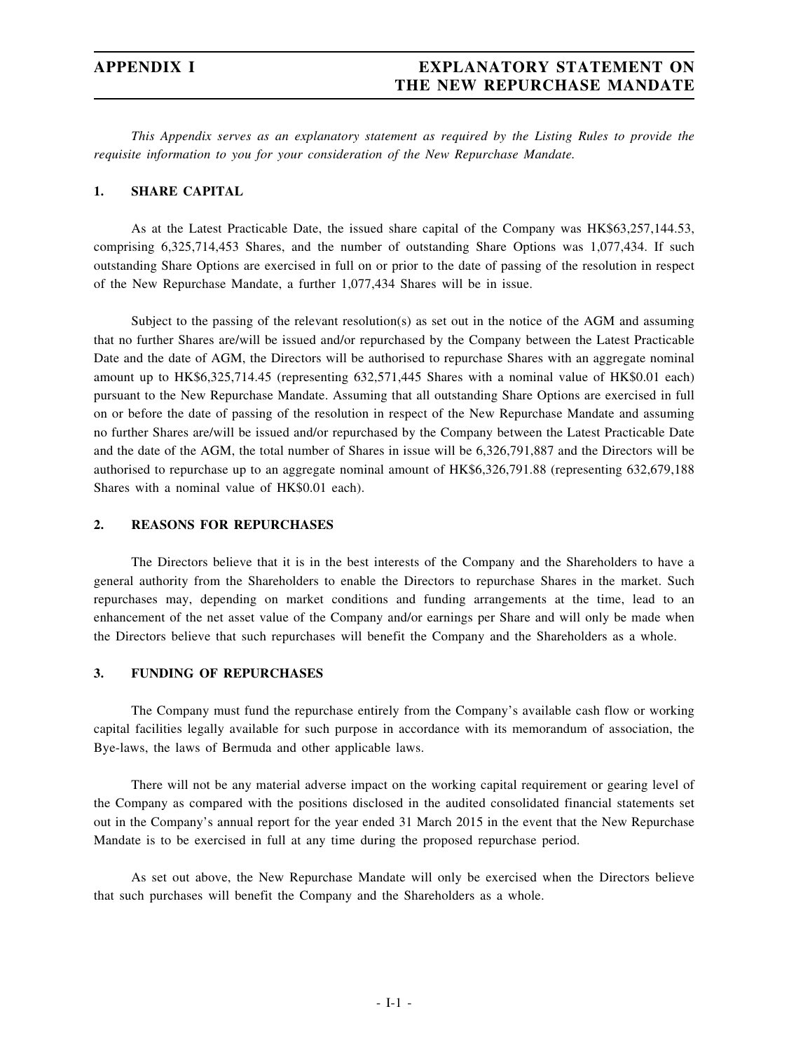*This Appendix serves as an explanatory statement as required by the Listing Rules to provide the requisite information to you for your consideration of the New Repurchase Mandate.*

## 1. SHARE CAPITAL

As at the Latest Practicable Date, the issued share capital of the Company was HK$63,257,144.53, comprising 6,325,714,453 Shares, and the number of outstanding Share Options was 1,077,434. If such outstanding Share Options are exercised in full on or prior to the date of passing of the resolution in respect of the New Repurchase Mandate, a further 1,077,434 Shares will be in issue.

Subject to the passing of the relevant resolution(s) as set out in the notice of the AGM and assuming that no further Shares are/will be issued and/or repurchased by the Company between the Latest Practicable Date and the date of AGM, the Directors will be authorised to repurchase Shares with an aggregate nominal amount up to HK$6,325,714.45 (representing 632,571,445 Shares with a nominal value of HK$0.01 each) pursuant to the New Repurchase Mandate. Assuming that all outstanding Share Options are exercised in full on or before the date of passing of the resolution in respect of the New Repurchase Mandate and assuming no further Shares are/will be issued and/or repurchased by the Company between the Latest Practicable Date and the date of the AGM, the total number of Shares in issue will be 6,326,791,887 and the Directors will be authorised to repurchase up to an aggregate nominal amount of HK$6,326,791.88 (representing 632,679,188 Shares with a nominal value of HK$0.01 each).

## 2. REASONS FOR REPURCHASES

The Directors believe that it is in the best interests of the Company and the Shareholders to have a general authority from the Shareholders to enable the Directors to repurchase Shares in the market. Such repurchases may, depending on market conditions and funding arrangements at the time, lead to an enhancement of the net asset value of the Company and/or earnings per Share and will only be made when the Directors believe that such repurchases will benefit the Company and the Shareholders as a whole.

## 3. FUNDING OF REPURCHASES

The Company must fund the repurchase entirely from the Company's available cash flow or working capital facilities legally available for such purpose in accordance with its memorandum of association, the Bye-laws, the laws of Bermuda and other applicable laws.

There will not be any material adverse impact on the working capital requirement or gearing level of the Company as compared with the positions disclosed in the audited consolidated financial statements set out in the Company's annual report for the year ended 31 March 2015 in the event that the New Repurchase Mandate is to be exercised in full at any time during the proposed repurchase period.

As set out above, the New Repurchase Mandate will only be exercised when the Directors believe that such purchases will benefit the Company and the Shareholders as a whole.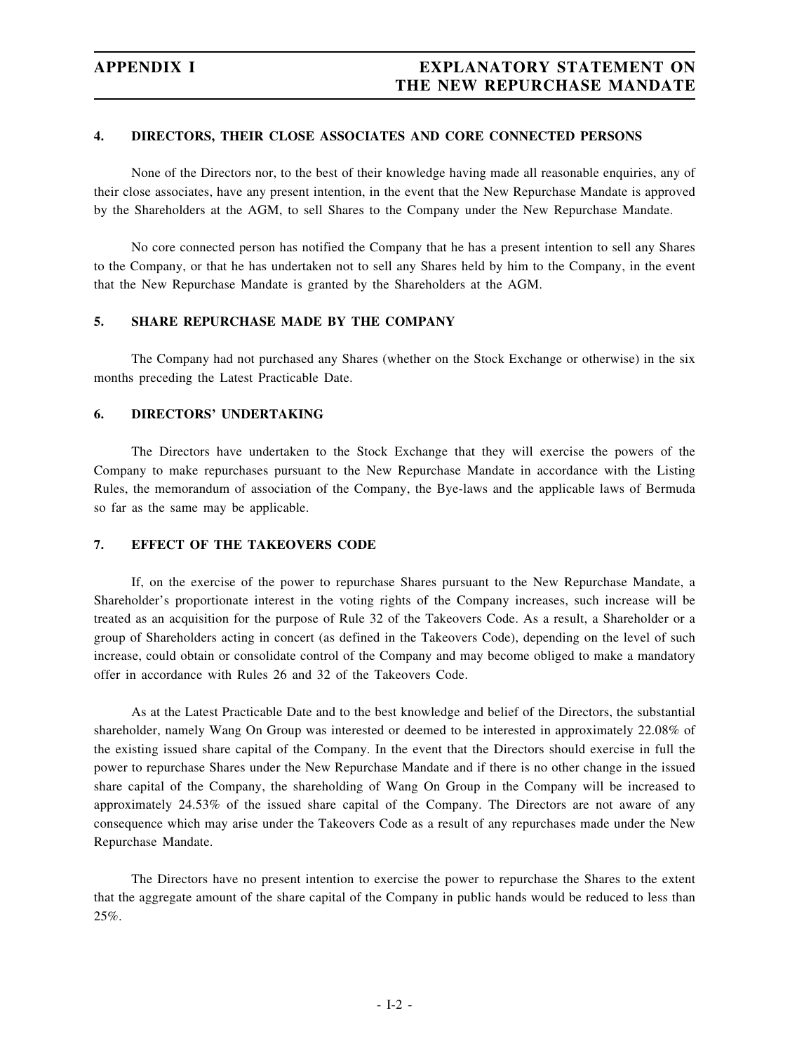## 4. DIRECTORS, THEIR CLOSE ASSOCIATES AND CORE CONNECTED PERSONS

None of the Directors nor, to the best of their knowledge having made all reasonable enquiries, any of their close associates, have any present intention, in the event that the New Repurchase Mandate is approved by the Shareholders at the AGM, to sell Shares to the Company under the New Repurchase Mandate.

No core connected person has notified the Company that he has a present intention to sell any Shares to the Company, or that he has undertaken not to sell any Shares held by him to the Company, in the event that the New Repurchase Mandate is granted by the Shareholders at the AGM.

## 5. SHARE REPURCHASE MADE BY THE COMPANY

The Company had not purchased any Shares (whether on the Stock Exchange or otherwise) in the six months preceding the Latest Practicable Date.

## 6. DIRECTORS' UNDERTAKING

The Directors have undertaken to the Stock Exchange that they will exercise the powers of the Company to make repurchases pursuant to the New Repurchase Mandate in accordance with the Listing Rules, the memorandum of association of the Company, the Bye-laws and the applicable laws of Bermuda so far as the same may be applicable.

## 7. EFFECT OF THE TAKEOVERS CODE

If, on the exercise of the power to repurchase Shares pursuant to the New Repurchase Mandate, a Shareholder's proportionate interest in the voting rights of the Company increases, such increase will be treated as an acquisition for the purpose of Rule 32 of the Takeovers Code. As a result, a Shareholder or a group of Shareholders acting in concert (as defined in the Takeovers Code), depending on the level of such increase, could obtain or consolidate control of the Company and may become obliged to make a mandatory offer in accordance with Rules 26 and 32 of the Takeovers Code.

As at the Latest Practicable Date and to the best knowledge and belief of the Directors, the substantial shareholder, namely Wang On Group was interested or deemed to be interested in approximately 22.08% of the existing issued share capital of the Company. In the event that the Directors should exercise in full the power to repurchase Shares under the New Repurchase Mandate and if there is no other change in the issued share capital of the Company, the shareholding of Wang On Group in the Company will be increased to approximately 24.53% of the issued share capital of the Company. The Directors are not aware of any consequence which may arise under the Takeovers Code as a result of any repurchases made under the New Repurchase Mandate.

The Directors have no present intention to exercise the power to repurchase the Shares to the extent that the aggregate amount of the share capital of the Company in public hands would be reduced to less than 25%.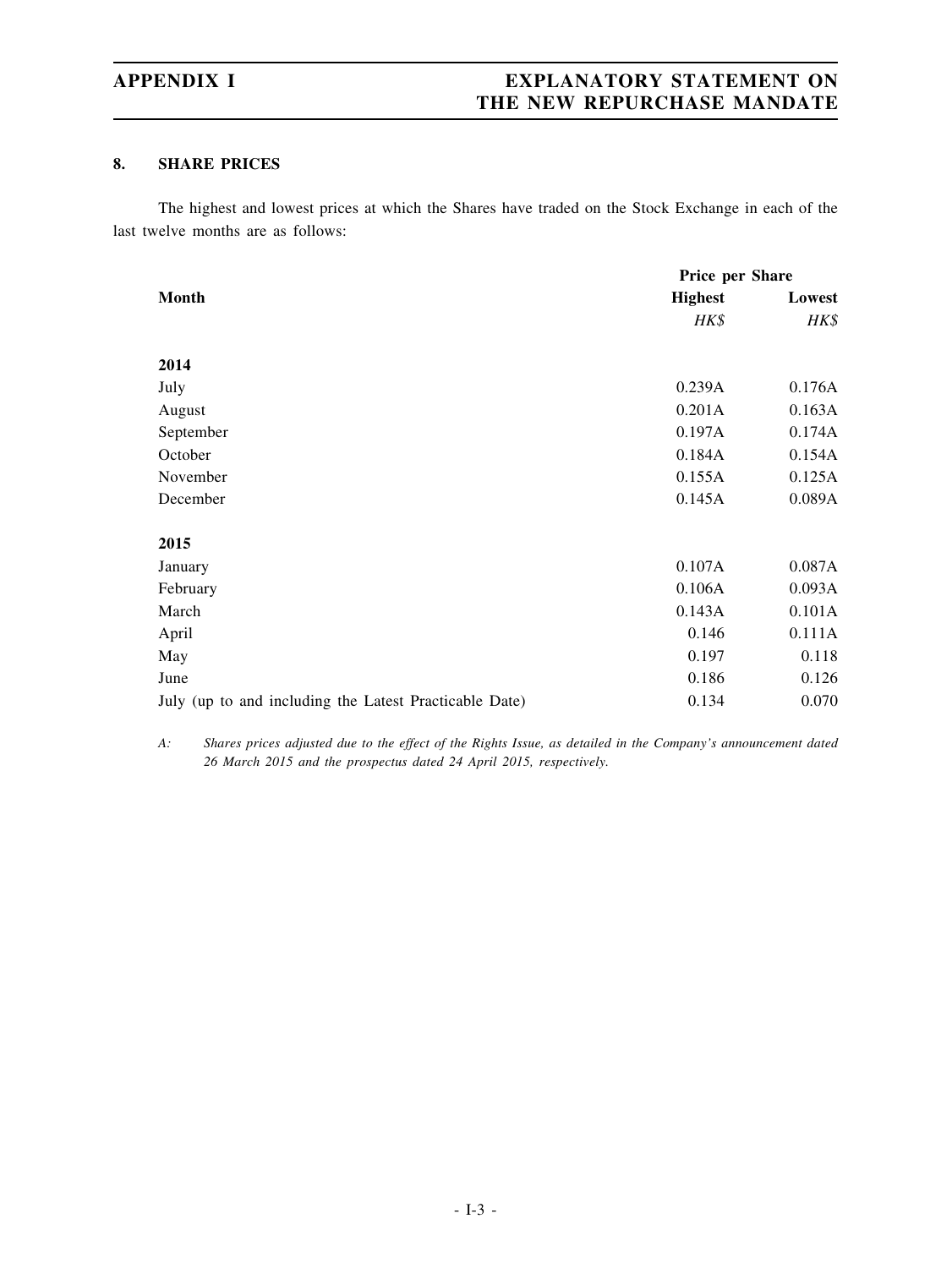## 8. SHARE PRICES

The highest and lowest prices at which the Shares have traded on the Stock Exchange in each of the last twelve months are as follows:

| Month | Price per Share | |
|---|---|---|
| | **Highest** | **Lowest** |
| | *HK$* | *HK$* |
| **2014** | | |
| July | 0.239A | 0.176A |
| August | 0.201A | 0.163A |
| September | 0.197A | 0.174A |
| October | 0.184A | 0.154A |
| November | 0.155A | 0.125A |
| December | 0.145A | 0.089A |
| **2015** | | |
| January | 0.107A | 0.087A |
| February | 0.106A | 0.093A |
| March | 0.143A | 0.101A |
| April | 0.146 | 0.111A |
| May | 0.197 | 0.118 |
| June | 0.186 | 0.126 |
| July (up to and including the Latest Practicable Date) | 0.134 | 0.070 |

*A: Shares prices adjusted due to the effect of the Rights Issue, as detailed in the Company's announcement dated 26 March 2015 and the prospectus dated 24 April 2015, respectively.*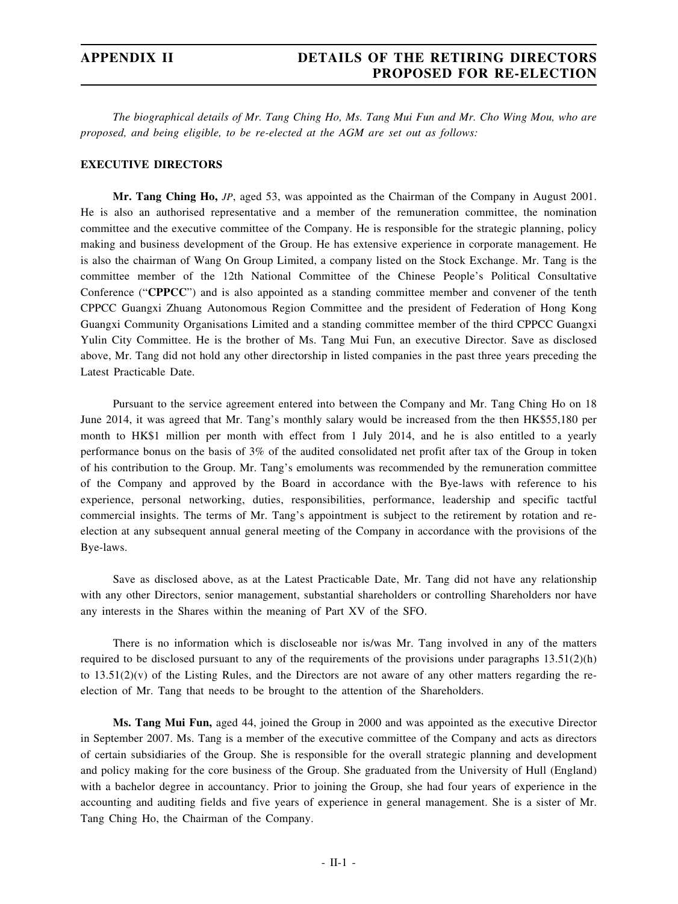# APPENDIX II — DETAILS OF THE RETIRING DIRECTORS PROPOSED FOR RE-ELECTION

*The biographical details of Mr. Tang Ching Ho, Ms. Tang Mui Fun and Mr. Cho Wing Mou, who are proposed, and being eligible, to be re-elected at the AGM are set out as follows:*

## EXECUTIVE DIRECTORS

**Mr. Tang Ching Ho,** *JP*, aged 53, was appointed as the Chairman of the Company in August 2001. He is also an authorised representative and a member of the remuneration committee, the nomination committee and the executive committee of the Company. He is responsible for the strategic planning, policy making and business development of the Group. He has extensive experience in corporate management. He is also the chairman of Wang On Group Limited, a company listed on the Stock Exchange. Mr. Tang is the committee member of the 12th National Committee of the Chinese People's Political Consultative Conference ("**CPPCC**") and is also appointed as a standing committee member and convener of the tenth CPPCC Guangxi Zhuang Autonomous Region Committee and the president of Federation of Hong Kong Guangxi Community Organisations Limited and a standing committee member of the third CPPCC Guangxi Yulin City Committee. He is the brother of Ms. Tang Mui Fun, an executive Director. Save as disclosed above, Mr. Tang did not hold any other directorship in listed companies in the past three years preceding the Latest Practicable Date.

Pursuant to the service agreement entered into between the Company and Mr. Tang Ching Ho on 18 June 2014, it was agreed that Mr. Tang's monthly salary would be increased from the then HK$55,180 per month to HK$1 million per month with effect from 1 July 2014, and he is also entitled to a yearly performance bonus on the basis of 3% of the audited consolidated net profit after tax of the Group in token of his contribution to the Group. Mr. Tang's emoluments was recommended by the remuneration committee of the Company and approved by the Board in accordance with the Bye-laws with reference to his experience, personal networking, duties, responsibilities, performance, leadership and specific tactful commercial insights. The terms of Mr. Tang's appointment is subject to the retirement by rotation and re-election at any subsequent annual general meeting of the Company in accordance with the provisions of the Bye-laws.

Save as disclosed above, as at the Latest Practicable Date, Mr. Tang did not have any relationship with any other Directors, senior management, substantial shareholders or controlling Shareholders nor have any interests in the Shares within the meaning of Part XV of the SFO.

There is no information which is discloseable nor is/was Mr. Tang involved in any of the matters required to be disclosed pursuant to any of the requirements of the provisions under paragraphs 13.51(2)(h) to 13.51(2)(v) of the Listing Rules, and the Directors are not aware of any other matters regarding the re-election of Mr. Tang that needs to be brought to the attention of the Shareholders.

**Ms. Tang Mui Fun,** aged 44, joined the Group in 2000 and was appointed as the executive Director in September 2007. Ms. Tang is a member of the executive committee of the Company and acts as directors of certain subsidiaries of the Group. She is responsible for the overall strategic planning and development and policy making for the core business of the Group. She graduated from the University of Hull (England) with a bachelor degree in accountancy. Prior to joining the Group, she had four years of experience in the accounting and auditing fields and five years of experience in general management. She is a sister of Mr. Tang Ching Ho, the Chairman of the Company.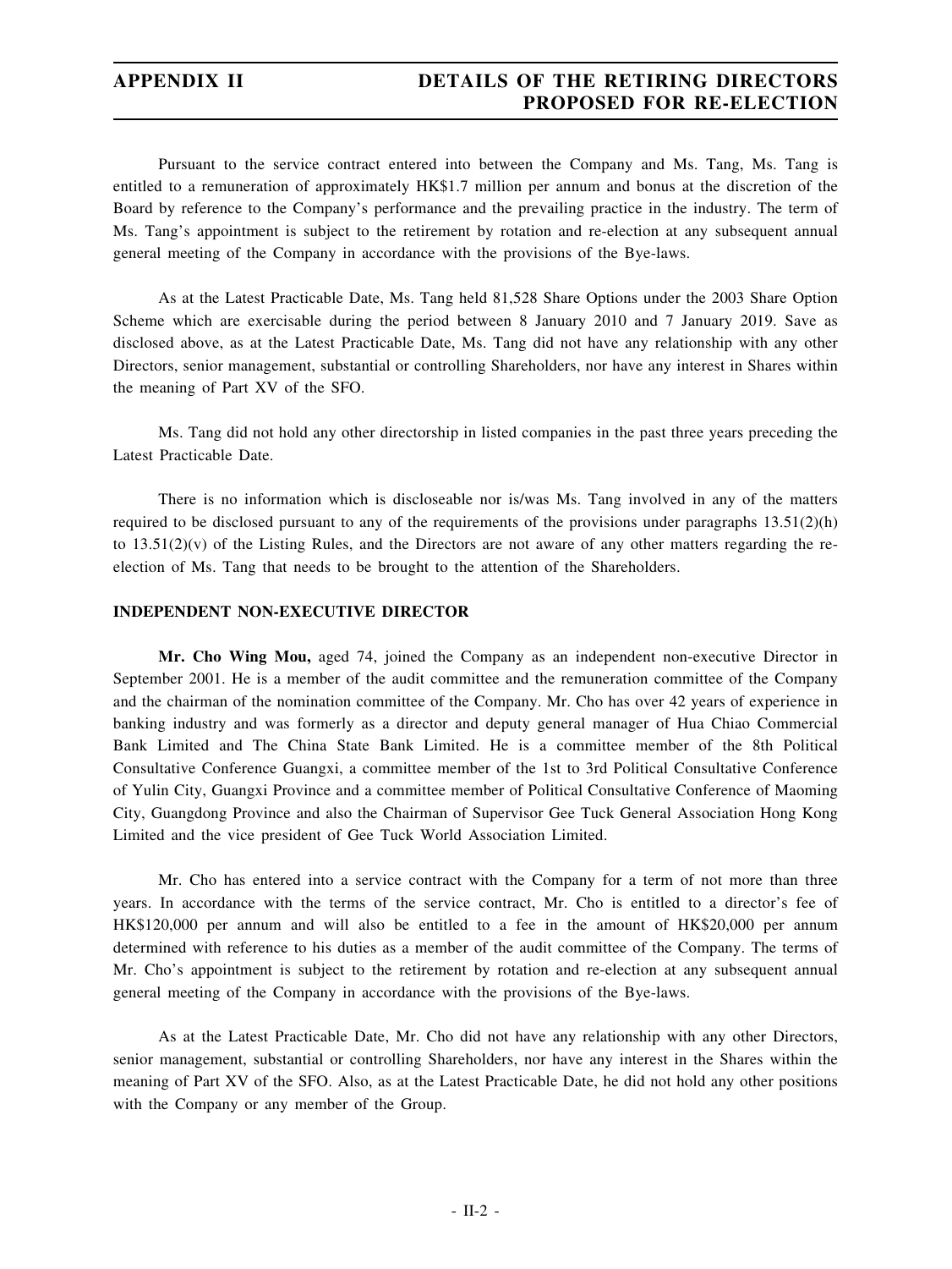Pursuant to the service contract entered into between the Company and Ms. Tang, Ms. Tang is entitled to a remuneration of approximately HK$1.7 million per annum and bonus at the discretion of the Board by reference to the Company's performance and the prevailing practice in the industry. The term of Ms. Tang's appointment is subject to the retirement by rotation and re-election at any subsequent annual general meeting of the Company in accordance with the provisions of the Bye-laws.

As at the Latest Practicable Date, Ms. Tang held 81,528 Share Options under the 2003 Share Option Scheme which are exercisable during the period between 8 January 2010 and 7 January 2019. Save as disclosed above, as at the Latest Practicable Date, Ms. Tang did not have any relationship with any other Directors, senior management, substantial or controlling Shareholders, nor have any interest in Shares within the meaning of Part XV of the SFO.

Ms. Tang did not hold any other directorship in listed companies in the past three years preceding the Latest Practicable Date.

There is no information which is discloseable nor is/was Ms. Tang involved in any of the matters required to be disclosed pursuant to any of the requirements of the provisions under paragraphs 13.51(2)(h) to 13.51(2)(v) of the Listing Rules, and the Directors are not aware of any other matters regarding the re-election of Ms. Tang that needs to be brought to the attention of the Shareholders.

**INDEPENDENT NON-EXECUTIVE DIRECTOR**

**Mr. Cho Wing Mou,** aged 74, joined the Company as an independent non-executive Director in September 2001. He is a member of the audit committee and the remuneration committee of the Company and the chairman of the nomination committee of the Company. Mr. Cho has over 42 years of experience in banking industry and was formerly as a director and deputy general manager of Hua Chiao Commercial Bank Limited and The China State Bank Limited. He is a committee member of the 8th Political Consultative Conference Guangxi, a committee member of the 1st to 3rd Political Consultative Conference of Yulin City, Guangxi Province and a committee member of Political Consultative Conference of Maoming City, Guangdong Province and also the Chairman of Supervisor Gee Tuck General Association Hong Kong Limited and the vice president of Gee Tuck World Association Limited.

Mr. Cho has entered into a service contract with the Company for a term of not more than three years. In accordance with the terms of the service contract, Mr. Cho is entitled to a director's fee of HK$120,000 per annum and will also be entitled to a fee in the amount of HK$20,000 per annum determined with reference to his duties as a member of the audit committee of the Company. The terms of Mr. Cho's appointment is subject to the retirement by rotation and re-election at any subsequent annual general meeting of the Company in accordance with the provisions of the Bye-laws.

As at the Latest Practicable Date, Mr. Cho did not have any relationship with any other Directors, senior management, substantial or controlling Shareholders, nor have any interest in the Shares within the meaning of Part XV of the SFO. Also, as at the Latest Practicable Date, he did not hold any other positions with the Company or any member of the Group.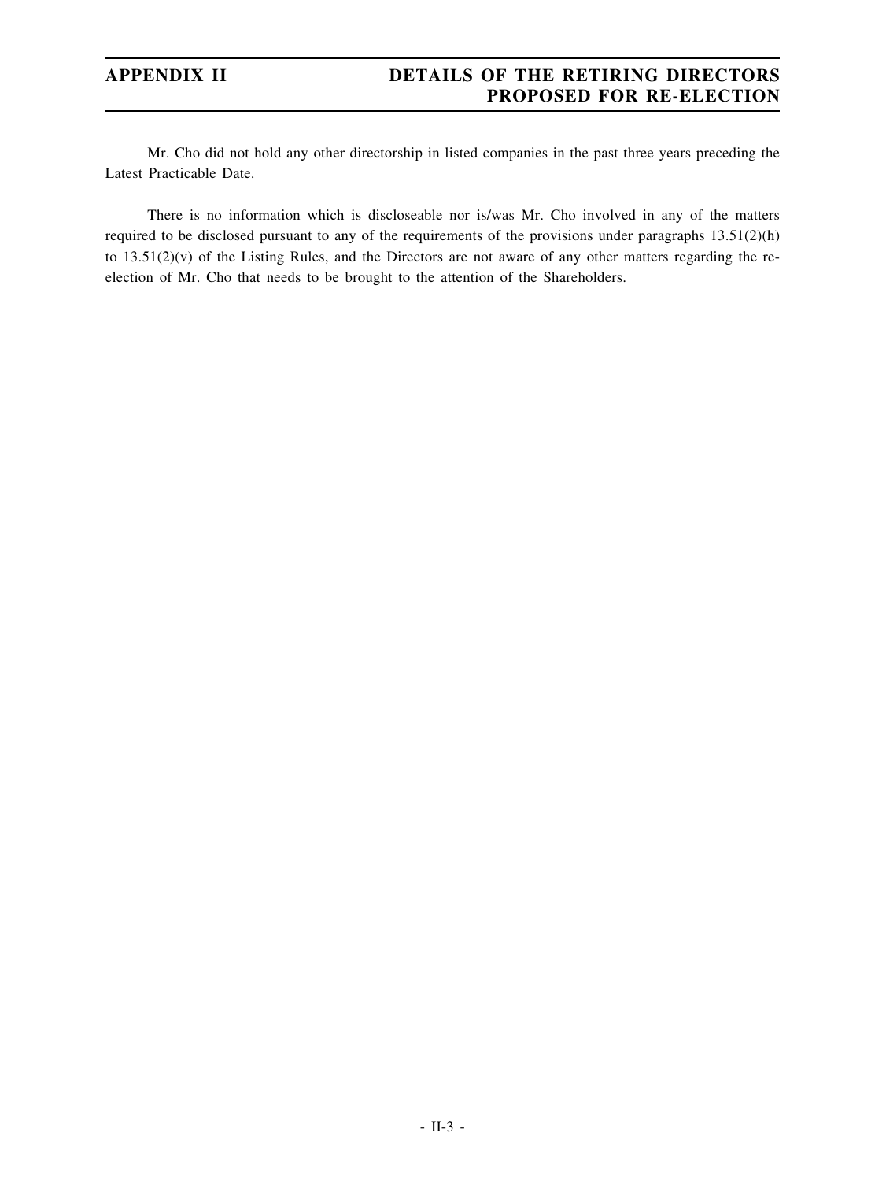Mr. Cho did not hold any other directorship in listed companies in the past three years preceding the Latest Practicable Date.

There is no information which is discloseable nor is/was Mr. Cho involved in any of the matters required to be disclosed pursuant to any of the requirements of the provisions under paragraphs 13.51(2)(h) to 13.51(2)(v) of the Listing Rules, and the Directors are not aware of any other matters regarding the re-election of Mr. Cho that needs to be brought to the attention of the Shareholders.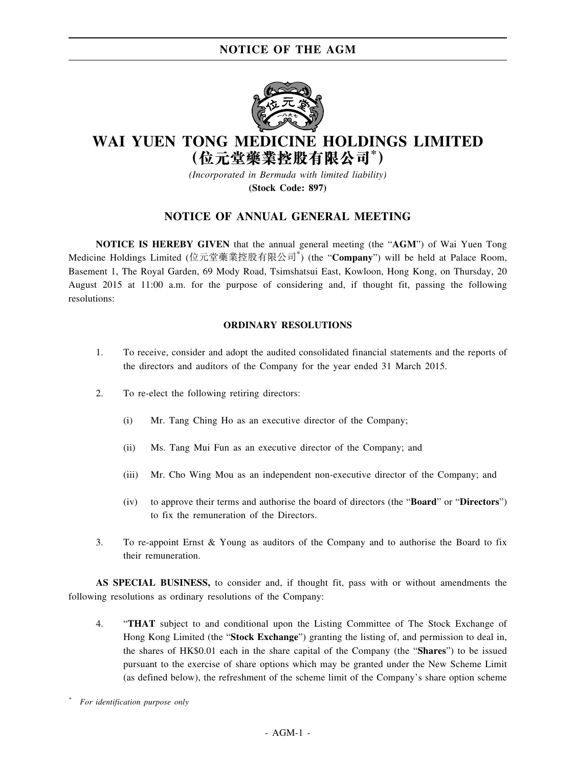# WAI YUEN TONG MEDICINE HOLDINGS LIMITED
## (位元堂藥業控股有限公司*)

*(Incorporated in Bermuda with limited liability)*
**(Stock Code: 897)**

## NOTICE OF ANNUAL GENERAL MEETING

**NOTICE IS HEREBY GIVEN** that the annual general meeting (the "**AGM**") of Wai Yuen Tong Medicine Holdings Limited (位元堂藥業控股有限公司*) (the "**Company**") will be held at Palace Room, Basement 1, The Royal Garden, 69 Mody Road, Tsimshatsui East, Kowloon, Hong Kong, on Thursday, 20 August 2015 at 11:00 a.m. for the purpose of considering and, if thought fit, passing the following resolutions:

### ORDINARY RESOLUTIONS

1. To receive, consider and adopt the audited consolidated financial statements and the reports of the directors and auditors of the Company for the year ended 31 March 2015.

2. To re-elect the following retiring directors:

   (i) Mr. Tang Ching Ho as an executive director of the Company;

   (ii) Ms. Tang Mui Fun as an executive director of the Company; and

   (iii) Mr. Cho Wing Mou as an independent non-executive director of the Company; and

   (iv) to approve their terms and authorise the board of directors (the "**Board**" or "**Directors**") to fix the remuneration of the Directors.

3. To re-appoint Ernst & Young as auditors of the Company and to authorise the Board to fix their remuneration.

**AS SPECIAL BUSINESS,** to consider and, if thought fit, pass with or without amendments the following resolutions as ordinary resolutions of the Company:

4. "**THAT** subject to and conditional upon the Listing Committee of The Stock Exchange of Hong Kong Limited (the "**Stock Exchange**") granting the listing of, and permission to deal in, the shares of HK$0.01 each in the share capital of the Company (the "**Shares**") to be issued pursuant to the exercise of share options which may be granted under the New Scheme Limit (as defined below), the refreshment of the scheme limit of the Company's share option scheme

\* *For identification purpose only*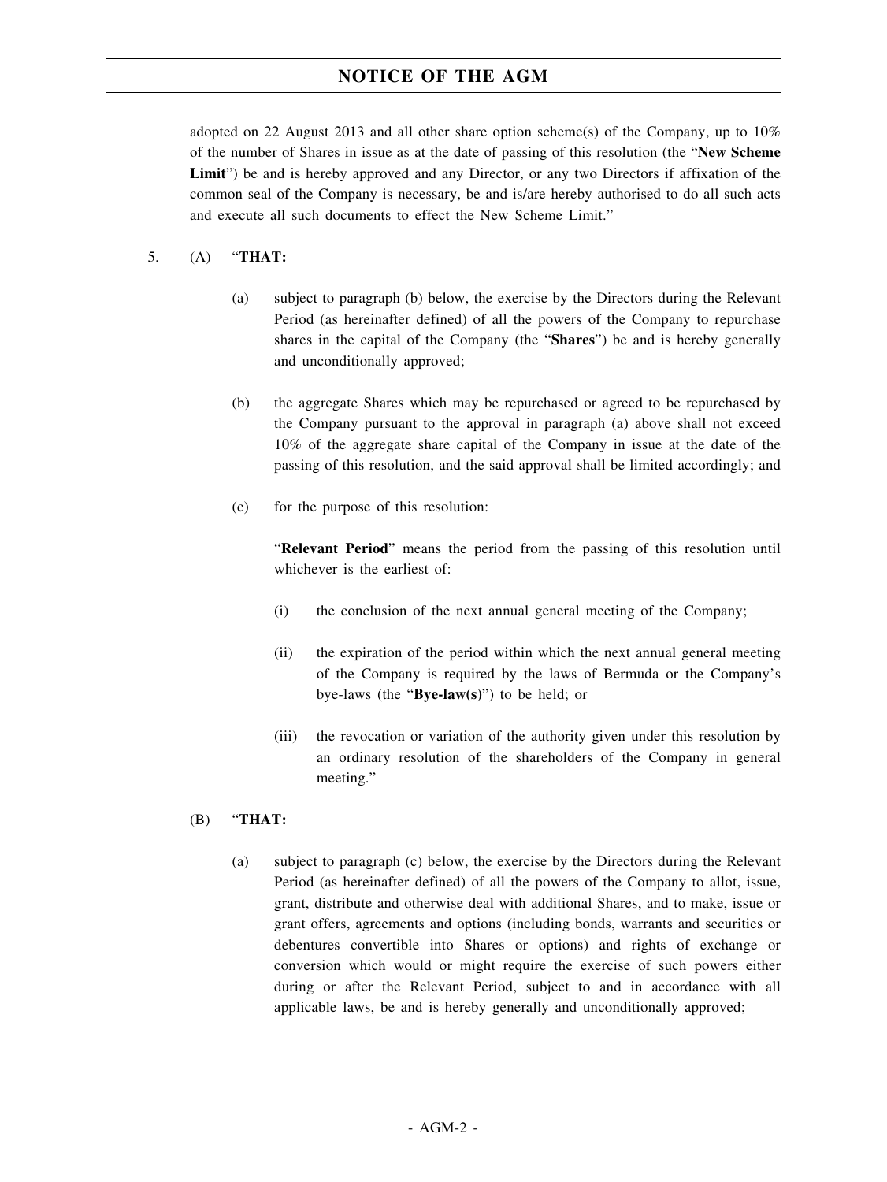adopted on 22 August 2013 and all other share option scheme(s) of the Company, up to 10% of the number of Shares in issue as at the date of passing of this resolution (the "**New Scheme Limit**") be and is hereby approved and any Director, or any two Directors if affixation of the common seal of the Company is necessary, be and is/are hereby authorised to do all such acts and execute all such documents to effect the New Scheme Limit."

5. (A) "**THAT:**

   (a) subject to paragraph (b) below, the exercise by the Directors during the Relevant Period (as hereinafter defined) of all the powers of the Company to repurchase shares in the capital of the Company (the "**Shares**") be and is hereby generally and unconditionally approved;

   (b) the aggregate Shares which may be repurchased or agreed to be repurchased by the Company pursuant to the approval in paragraph (a) above shall not exceed 10% of the aggregate share capital of the Company in issue at the date of the passing of this resolution, and the said approval shall be limited accordingly; and

   (c) for the purpose of this resolution:

   "**Relevant Period**" means the period from the passing of this resolution until whichever is the earliest of:

   (i) the conclusion of the next annual general meeting of the Company;

   (ii) the expiration of the period within which the next annual general meeting of the Company is required by the laws of Bermuda or the Company's bye-laws (the "**Bye-law(s)**") to be held; or

   (iii) the revocation or variation of the authority given under this resolution by an ordinary resolution of the shareholders of the Company in general meeting."

   (B) "**THAT:**

   (a) subject to paragraph (c) below, the exercise by the Directors during the Relevant Period (as hereinafter defined) of all the powers of the Company to allot, issue, grant, distribute and otherwise deal with additional Shares, and to make, issue or grant offers, agreements and options (including bonds, warrants and securities or debentures convertible into Shares or options) and rights of exchange or conversion which would or might require the exercise of such powers either during or after the Relevant Period, subject to and in accordance with all applicable laws, be and is hereby generally and unconditionally approved;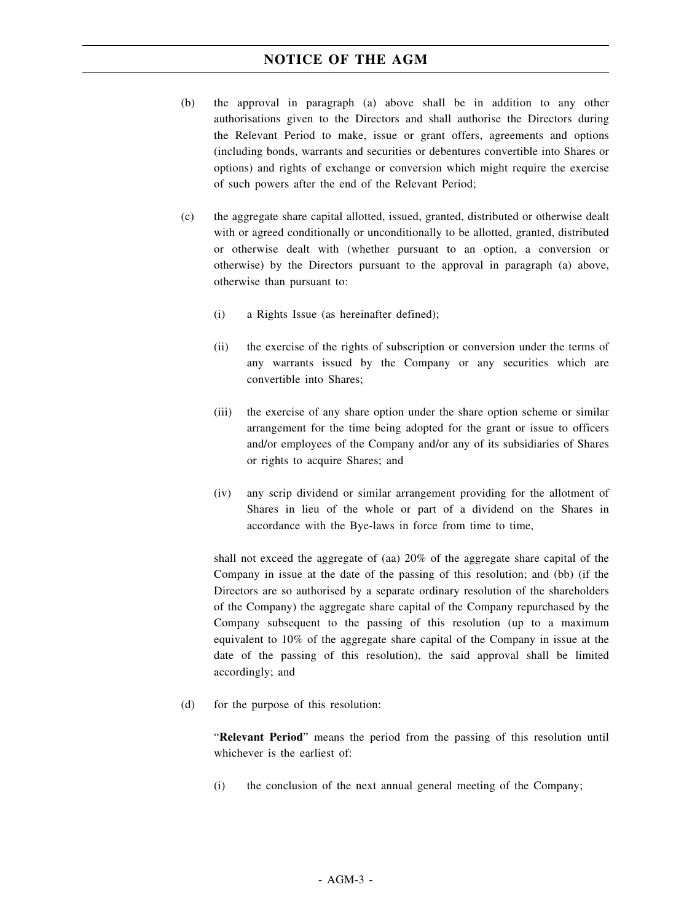(b) the approval in paragraph (a) above shall be in addition to any other authorisations given to the Directors and shall authorise the Directors during the Relevant Period to make, issue or grant offers, agreements and options (including bonds, warrants and securities or debentures convertible into Shares or options) and rights of exchange or conversion which might require the exercise of such powers after the end of the Relevant Period;

(c) the aggregate share capital allotted, issued, granted, distributed or otherwise dealt with or agreed conditionally or unconditionally to be allotted, granted, distributed or otherwise dealt with (whether pursuant to an option, a conversion or otherwise) by the Directors pursuant to the approval in paragraph (a) above, otherwise than pursuant to:

   (i) a Rights Issue (as hereinafter defined);

   (ii) the exercise of the rights of subscription or conversion under the terms of any warrants issued by the Company or any securities which are convertible into Shares;

   (iii) the exercise of any share option under the share option scheme or similar arrangement for the time being adopted for the grant or issue to officers and/or employees of the Company and/or any of its subsidiaries of Shares or rights to acquire Shares; and

   (iv) any scrip dividend or similar arrangement providing for the allotment of Shares in lieu of the whole or part of a dividend on the Shares in accordance with the Bye-laws in force from time to time,

   shall not exceed the aggregate of (aa) 20% of the aggregate share capital of the Company in issue at the date of the passing of this resolution; and (bb) (if the Directors are so authorised by a separate ordinary resolution of the shareholders of the Company) the aggregate share capital of the Company repurchased by the Company subsequent to the passing of this resolution (up to a maximum equivalent to 10% of the aggregate share capital of the Company in issue at the date of the passing of this resolution), the said approval shall be limited accordingly; and

(d) for the purpose of this resolution:

   "**Relevant Period**" means the period from the passing of this resolution until whichever is the earliest of:

   (i) the conclusion of the next annual general meeting of the Company;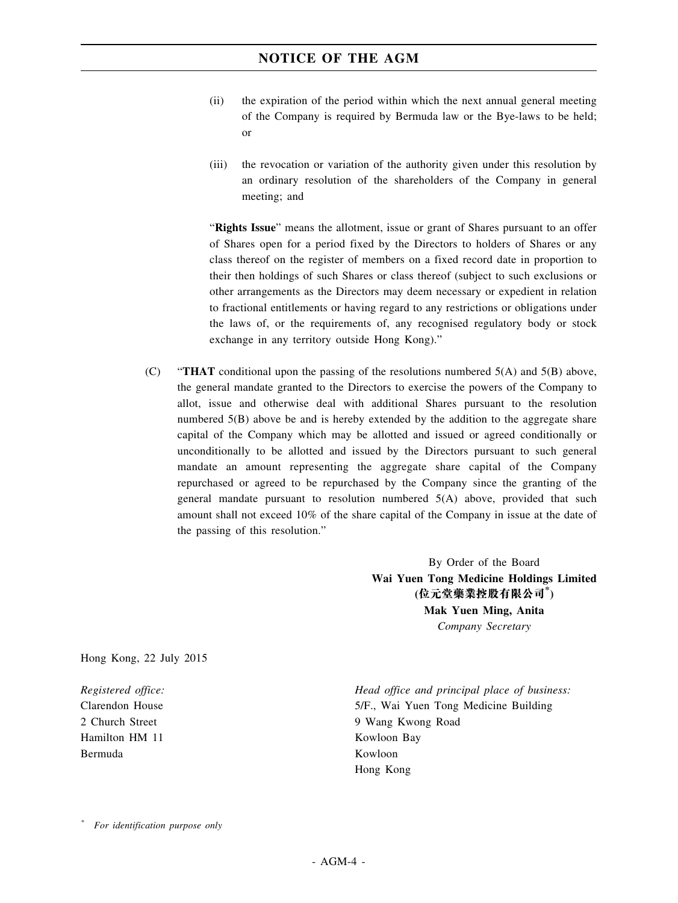(ii) the expiration of the period within which the next annual general meeting of the Company is required by Bermuda law or the Bye-laws to be held; or

(iii) the revocation or variation of the authority given under this resolution by an ordinary resolution of the shareholders of the Company in general meeting; and

"**Rights Issue**" means the allotment, issue or grant of Shares pursuant to an offer of Shares open for a period fixed by the Directors to holders of Shares or any class thereof on the register of members on a fixed record date in proportion to their then holdings of such Shares or class thereof (subject to such exclusions or other arrangements as the Directors may deem necessary or expedient in relation to fractional entitlements or having regard to any restrictions or obligations under the laws of, or the requirements of, any recognised regulatory body or stock exchange in any territory outside Hong Kong)."

(C) "**THAT** conditional upon the passing of the resolutions numbered 5(A) and 5(B) above, the general mandate granted to the Directors to exercise the powers of the Company to allot, issue and otherwise deal with additional Shares pursuant to the resolution numbered 5(B) above be and is hereby extended by the addition to the aggregate share capital of the Company which may be allotted and issued or agreed conditionally or unconditionally to be allotted and issued by the Directors pursuant to such general mandate an amount representing the aggregate share capital of the Company repurchased or agreed to be repurchased by the Company since the granting of the general mandate pursuant to resolution numbered 5(A) above, provided that such amount shall not exceed 10% of the share capital of the Company in issue at the date of the passing of this resolution."

By Order of the Board
**Wai Yuen Tong Medicine Holdings Limited**
**(位元堂藥業控股有限公司*)**
**Mak Yuen Ming, Anita**
*Company Secretary*

Hong Kong, 22 July 2015

*Registered office:*
Clarendon House
2 Church Street
Hamilton HM 11
Bermuda

*Head office and principal place of business:*
5/F., Wai Yuen Tong Medicine Building
9 Wang Kwong Road
Kowloon Bay
Kowloon
Hong Kong

\* *For identification purpose only*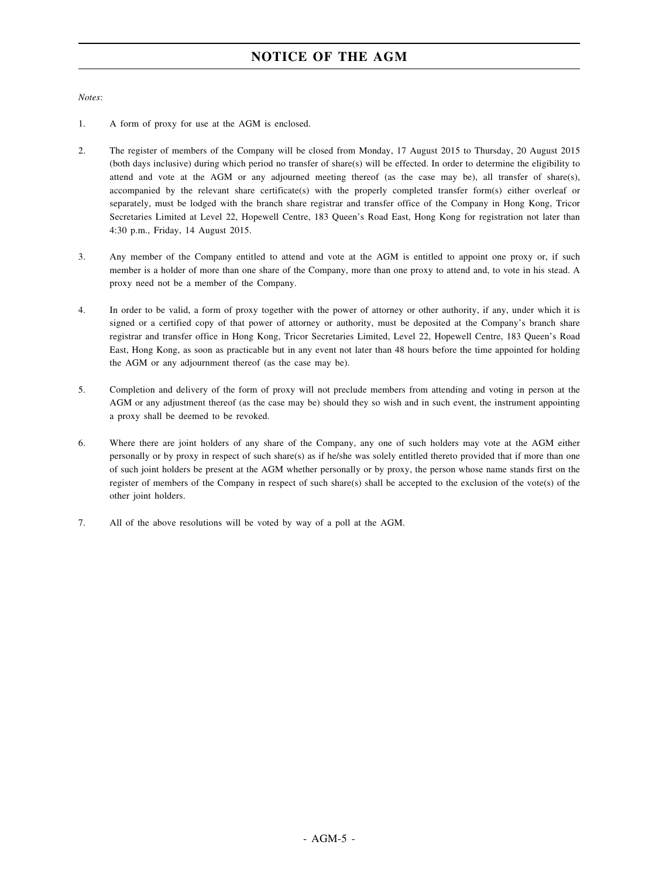*Notes*:

1. A form of proxy for use at the AGM is enclosed.

2. The register of members of the Company will be closed from Monday, 17 August 2015 to Thursday, 20 August 2015 (both days inclusive) during which period no transfer of share(s) will be effected. In order to determine the eligibility to attend and vote at the AGM or any adjourned meeting thereof (as the case may be), all transfer of share(s), accompanied by the relevant share certificate(s) with the properly completed transfer form(s) either overleaf or separately, must be lodged with the branch share registrar and transfer office of the Company in Hong Kong, Tricor Secretaries Limited at Level 22, Hopewell Centre, 183 Queen's Road East, Hong Kong for registration not later than 4:30 p.m., Friday, 14 August 2015.

3. Any member of the Company entitled to attend and vote at the AGM is entitled to appoint one proxy or, if such member is a holder of more than one share of the Company, more than one proxy to attend and, to vote in his stead. A proxy need not be a member of the Company.

4. In order to be valid, a form of proxy together with the power of attorney or other authority, if any, under which it is signed or a certified copy of that power of attorney or authority, must be deposited at the Company's branch share registrar and transfer office in Hong Kong, Tricor Secretaries Limited, Level 22, Hopewell Centre, 183 Queen's Road East, Hong Kong, as soon as practicable but in any event not later than 48 hours before the time appointed for holding the AGM or any adjournment thereof (as the case may be).

5. Completion and delivery of the form of proxy will not preclude members from attending and voting in person at the AGM or any adjustment thereof (as the case may be) should they so wish and in such event, the instrument appointing a proxy shall be deemed to be revoked.

6. Where there are joint holders of any share of the Company, any one of such holders may vote at the AGM either personally or by proxy in respect of such share(s) as if he/she was solely entitled thereto provided that if more than one of such joint holders be present at the AGM whether personally or by proxy, the person whose name stands first on the register of members of the Company in respect of such share(s) shall be accepted to the exclusion of the vote(s) of the other joint holders.

7. All of the above resolutions will be voted by way of a poll at the AGM.